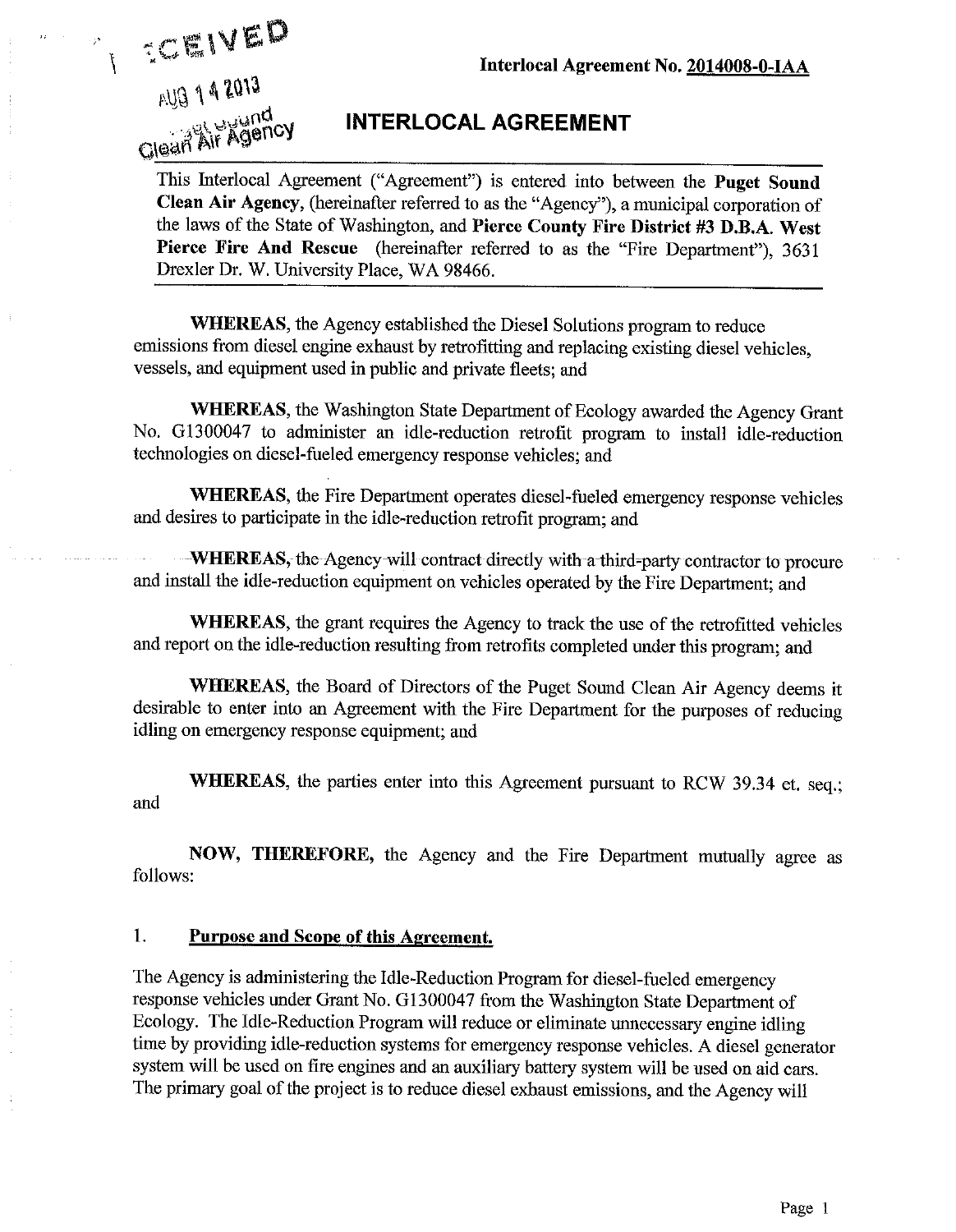Interlocal Agreement No. 2014008-0-IAA

RECEIVED
AUG 14 2013
Puget Sound Clean Air Agency

# INTERLOCAL AGREEMENT

This Interlocal Agreement ("Agreement") is entered into between the **Puget Sound Clean Air Agency**, (hereinafter referred to as the "Agency"), a municipal corporation of the laws of the State of Washington, and **Pierce County Fire District #3 D.B.A. West Pierce Fire And Rescue** (hereinafter referred to as the "Fire Department"), 3631 Drexler Dr. W. University Place, WA 98466.

**WHEREAS**, the Agency established the Diesel Solutions program to reduce emissions from diesel engine exhaust by retrofitting and replacing existing diesel vehicles, vessels, and equipment used in public and private fleets; and

**WHEREAS**, the Washington State Department of Ecology awarded the Agency Grant No. G1300047 to administer an idle-reduction retrofit program to install idle-reduction technologies on diesel-fueled emergency response vehicles; and

**WHEREAS**, the Fire Department operates diesel-fueled emergency response vehicles and desires to participate in the idle-reduction retrofit program; and

**WHEREAS**, the Agency will contract directly with a third-party contractor to procure and install the idle-reduction equipment on vehicles operated by the Fire Department; and

**WHEREAS**, the grant requires the Agency to track the use of the retrofitted vehicles and report on the idle-reduction resulting from retrofits completed under this program; and

**WHEREAS**, the Board of Directors of the Puget Sound Clean Air Agency deems it desirable to enter into an Agreement with the Fire Department for the purposes of reducing idling on emergency response equipment; and

**WHEREAS**, the parties enter into this Agreement pursuant to RCW 39.34 et. seq.; and

**NOW, THEREFORE,** the Agency and the Fire Department mutually agree as follows:

## 1. Purpose and Scope of this Agreement.

The Agency is administering the Idle-Reduction Program for diesel-fueled emergency response vehicles under Grant No. G1300047 from the Washington State Department of Ecology. The Idle-Reduction Program will reduce or eliminate unnecessary engine idling time by providing idle-reduction systems for emergency response vehicles. A diesel generator system will be used on fire engines and an auxiliary battery system will be used on aid cars. The primary goal of the project is to reduce diesel exhaust emissions, and the Agency will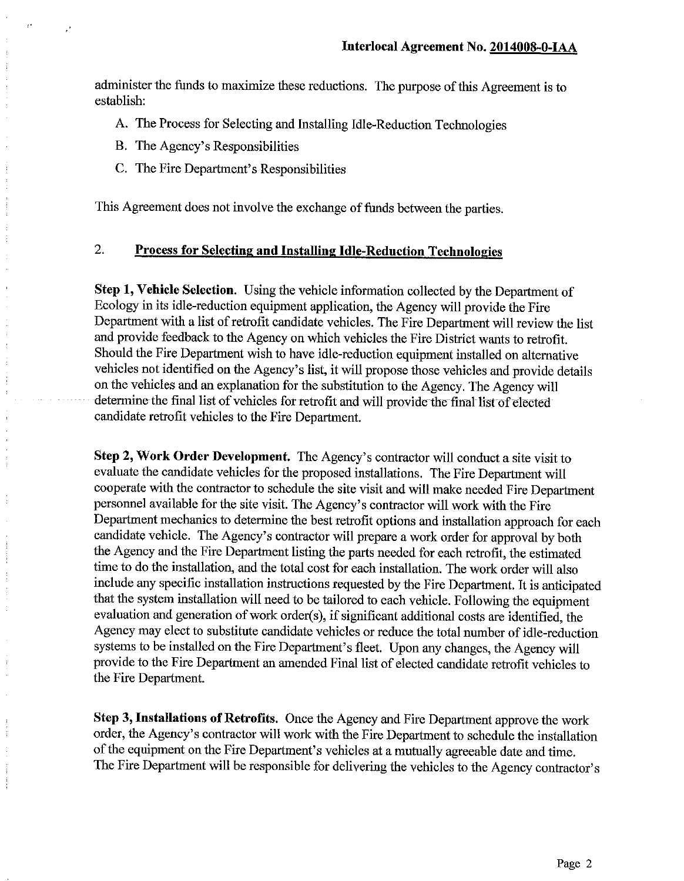administer the funds to maximize these reductions. The purpose of this Agreement is to establish:

A. The Process for Selecting and Installing Idle-Reduction Technologies

B. The Agency's Responsibilities

C. The Fire Department's Responsibilities

This Agreement does not involve the exchange of funds between the parties.

## 2. Process for Selecting and Installing Idle-Reduction Technologies

**Step 1, Vehicle Selection.** Using the vehicle information collected by the Department of Ecology in its idle-reduction equipment application, the Agency will provide the Fire Department with a list of retrofit candidate vehicles. The Fire Department will review the list and provide feedback to the Agency on which vehicles the Fire District wants to retrofit. Should the Fire Department wish to have idle-reduction equipment installed on alternative vehicles not identified on the Agency's list, it will propose those vehicles and provide details on the vehicles and an explanation for the substitution to the Agency. The Agency will determine the final list of vehicles for retrofit and will provide the final list of elected candidate retrofit vehicles to the Fire Department.

**Step 2, Work Order Development.** The Agency's contractor will conduct a site visit to evaluate the candidate vehicles for the proposed installations. The Fire Department will cooperate with the contractor to schedule the site visit and will make needed Fire Department personnel available for the site visit. The Agency's contractor will work with the Fire Department mechanics to determine the best retrofit options and installation approach for each candidate vehicle. The Agency's contractor will prepare a work order for approval by both the Agency and the Fire Department listing the parts needed for each retrofit, the estimated time to do the installation, and the total cost for each installation. The work order will also include any specific installation instructions requested by the Fire Department. It is anticipated that the system installation will need to be tailored to each vehicle. Following the equipment evaluation and generation of work order(s), if significant additional costs are identified, the Agency may elect to substitute candidate vehicles or reduce the total number of idle-reduction systems to be installed on the Fire Department's fleet. Upon any changes, the Agency will provide to the Fire Department an amended Final list of elected candidate retrofit vehicles to the Fire Department.

**Step 3, Installations of Retrofits.** Once the Agency and Fire Department approve the work order, the Agency's contractor will work with the Fire Department to schedule the installation of the equipment on the Fire Department's vehicles at a mutually agreeable date and time. The Fire Department will be responsible for delivering the vehicles to the Agency contractor's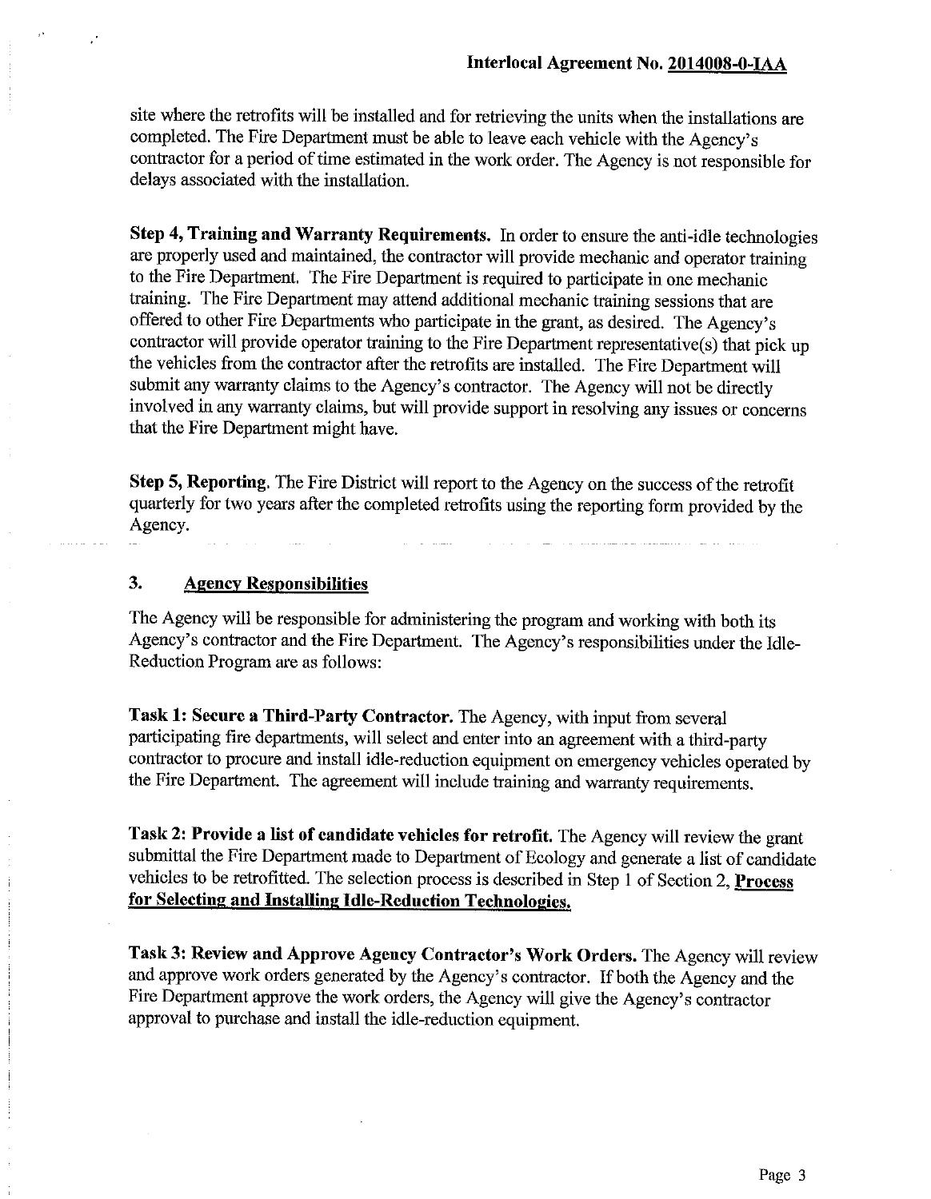site where the retrofits will be installed and for retrieving the units when the installations are completed. The Fire Department must be able to leave each vehicle with the Agency's contractor for a period of time estimated in the work order. The Agency is not responsible for delays associated with the installation.

**Step 4, Training and Warranty Requirements.** In order to ensure the anti-idle technologies are properly used and maintained, the contractor will provide mechanic and operator training to the Fire Department. The Fire Department is required to participate in one mechanic training. The Fire Department may attend additional mechanic training sessions that are offered to other Fire Departments who participate in the grant, as desired. The Agency's contractor will provide operator training to the Fire Department representative(s) that pick up the vehicles from the contractor after the retrofits are installed. The Fire Department will submit any warranty claims to the Agency's contractor. The Agency will not be directly involved in any warranty claims, but will provide support in resolving any issues or concerns that the Fire Department might have.

**Step 5, Reporting.** The Fire District will report to the Agency on the success of the retrofit quarterly for two years after the completed retrofits using the reporting form provided by the Agency.

## 3. Agency Responsibilities

The Agency will be responsible for administering the program and working with both its Agency's contractor and the Fire Department. The Agency's responsibilities under the Idle-Reduction Program are as follows:

**Task 1: Secure a Third-Party Contractor.** The Agency, with input from several participating fire departments, will select and enter into an agreement with a third-party contractor to procure and install idle-reduction equipment on emergency vehicles operated by the Fire Department. The agreement will include training and warranty requirements.

**Task 2: Provide a list of candidate vehicles for retrofit.** The Agency will review the grant submittal the Fire Department made to Department of Ecology and generate a list of candidate vehicles to be retrofitted. The selection process is described in Step 1 of Section 2, **Process for Selecting and Installing Idle-Reduction Technologies.**

**Task 3: Review and Approve Agency Contractor's Work Orders.** The Agency will review and approve work orders generated by the Agency's contractor. If both the Agency and the Fire Department approve the work orders, the Agency will give the Agency's contractor approval to purchase and install the idle-reduction equipment.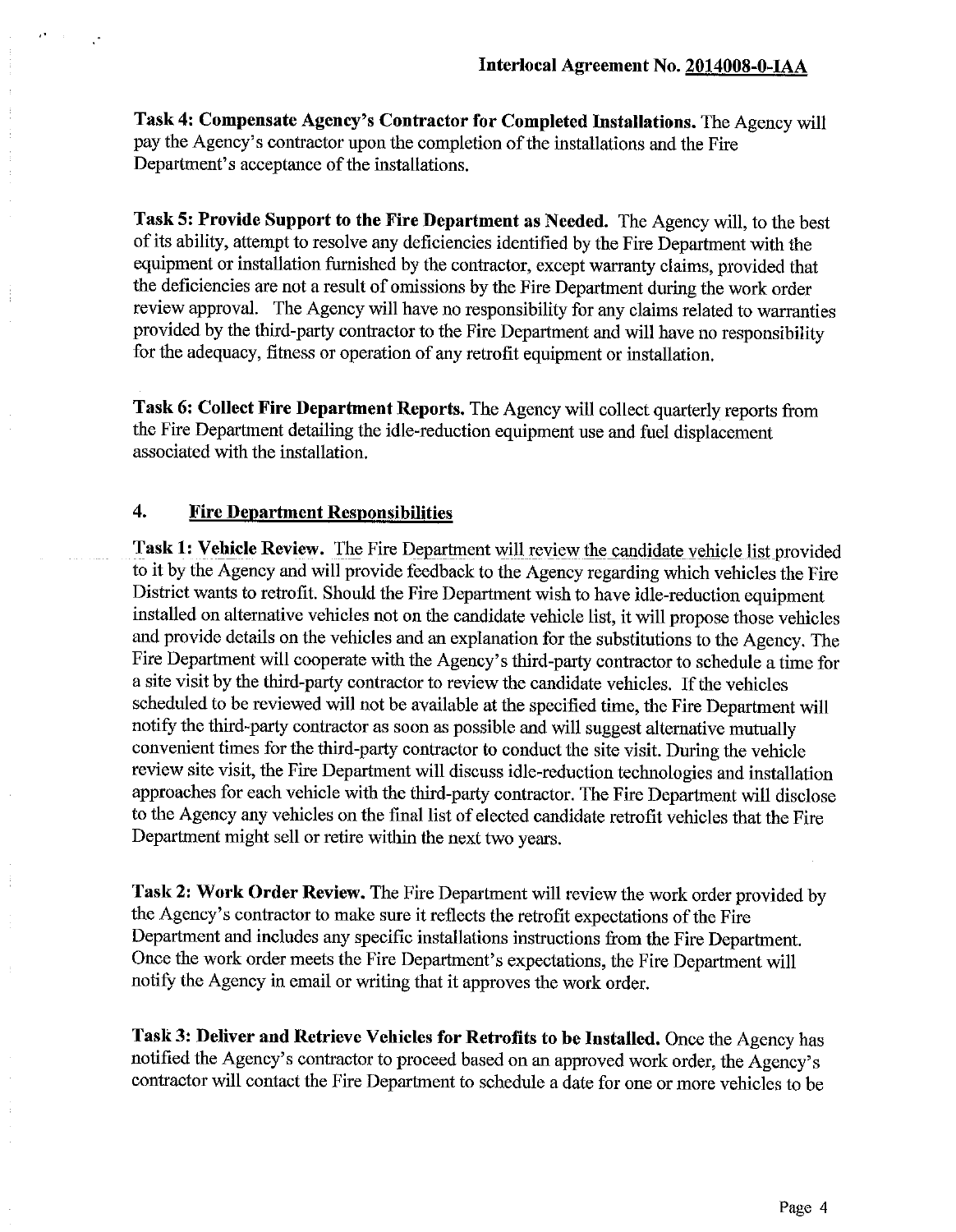**Task 4: Compensate Agency's Contractor for Completed Installations.** The Agency will pay the Agency's contractor upon the completion of the installations and the Fire Department's acceptance of the installations.

**Task 5: Provide Support to the Fire Department as Needed.** The Agency will, to the best of its ability, attempt to resolve any deficiencies identified by the Fire Department with the equipment or installation furnished by the contractor, except warranty claims, provided that the deficiencies are not a result of omissions by the Fire Department during the work order review approval. The Agency will have no responsibility for any claims related to warranties provided by the third-party contractor to the Fire Department and will have no responsibility for the adequacy, fitness or operation of any retrofit equipment or installation.

**Task 6: Collect Fire Department Reports.** The Agency will collect quarterly reports from the Fire Department detailing the idle-reduction equipment use and fuel displacement associated with the installation.

## 4. Fire Department Responsibilities

**Task 1: Vehicle Review.** The Fire Department will review the candidate vehicle list provided to it by the Agency and will provide feedback to the Agency regarding which vehicles the Fire District wants to retrofit. Should the Fire Department wish to have idle-reduction equipment installed on alternative vehicles not on the candidate vehicle list, it will propose those vehicles and provide details on the vehicles and an explanation for the substitutions to the Agency. The Fire Department will cooperate with the Agency's third-party contractor to schedule a time for a site visit by the third-party contractor to review the candidate vehicles. If the vehicles scheduled to be reviewed will not be available at the specified time, the Fire Department will notify the third-party contractor as soon as possible and will suggest alternative mutually convenient times for the third-party contractor to conduct the site visit. During the vehicle review site visit, the Fire Department will discuss idle-reduction technologies and installation approaches for each vehicle with the third-party contractor. The Fire Department will disclose to the Agency any vehicles on the final list of elected candidate retrofit vehicles that the Fire Department might sell or retire within the next two years.

**Task 2: Work Order Review.** The Fire Department will review the work order provided by the Agency's contractor to make sure it reflects the retrofit expectations of the Fire Department and includes any specific installations instructions from the Fire Department. Once the work order meets the Fire Department's expectations, the Fire Department will notify the Agency in email or writing that it approves the work order.

**Task 3: Deliver and Retrieve Vehicles for Retrofits to be Installed.** Once the Agency has notified the Agency's contractor to proceed based on an approved work order, the Agency's contractor will contact the Fire Department to schedule a date for one or more vehicles to be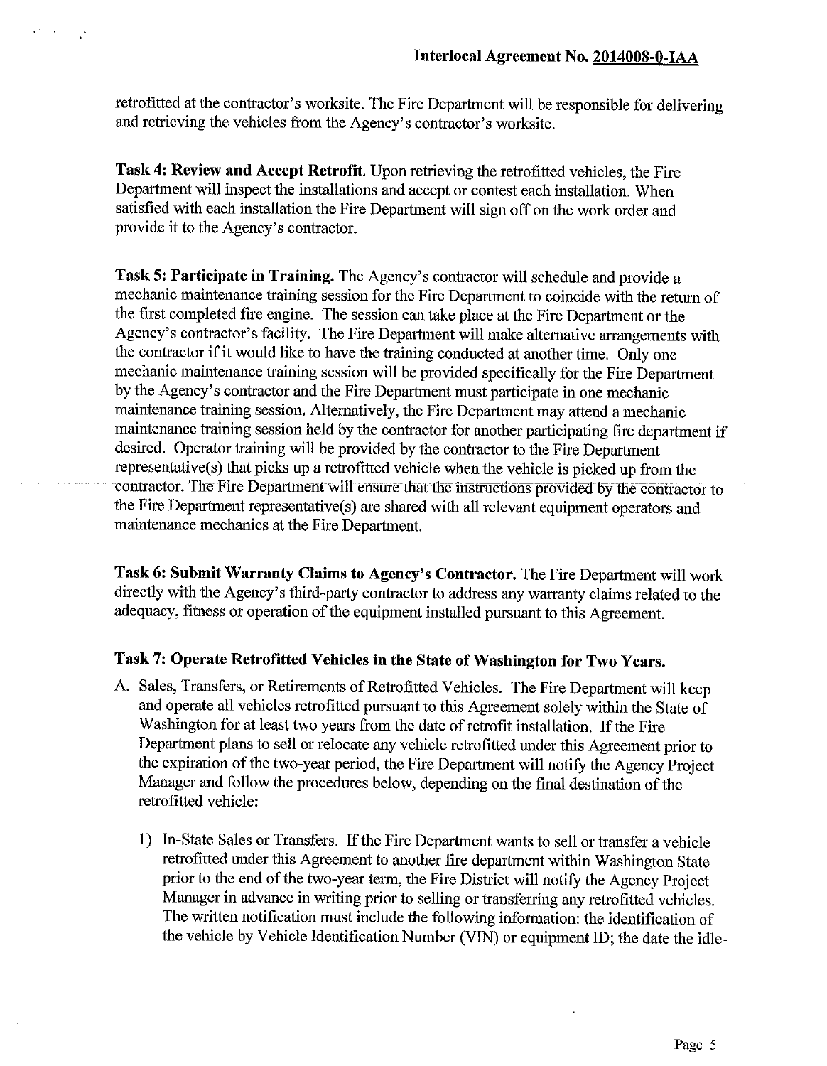retrofitted at the contractor's worksite. The Fire Department will be responsible for delivering and retrieving the vehicles from the Agency's contractor's worksite.

**Task 4: Review and Accept Retrofit.** Upon retrieving the retrofitted vehicles, the Fire Department will inspect the installations and accept or contest each installation. When satisfied with each installation the Fire Department will sign off on the work order and provide it to the Agency's contractor.

**Task 5: Participate in Training.** The Agency's contractor will schedule and provide a mechanic maintenance training session for the Fire Department to coincide with the return of the first completed fire engine. The session can take place at the Fire Department or the Agency's contractor's facility. The Fire Department will make alternative arrangements with the contractor if it would like to have the training conducted at another time. Only one mechanic maintenance training session will be provided specifically for the Fire Department by the Agency's contractor and the Fire Department must participate in one mechanic maintenance training session. Alternatively, the Fire Department may attend a mechanic maintenance training session held by the contractor for another participating fire department if desired. Operator training will be provided by the contractor to the Fire Department representative(s) that picks up a retrofitted vehicle when the vehicle is picked up from the contractor. The Fire Department will ensure that the instructions provided by the contractor to the Fire Department representative(s) are shared with all relevant equipment operators and maintenance mechanics at the Fire Department.

**Task 6: Submit Warranty Claims to Agency's Contractor.** The Fire Department will work directly with the Agency's third-party contractor to address any warranty claims related to the adequacy, fitness or operation of the equipment installed pursuant to this Agreement.

**Task 7: Operate Retrofitted Vehicles in the State of Washington for Two Years.**

A. Sales, Transfers, or Retirements of Retrofitted Vehicles. The Fire Department will keep and operate all vehicles retrofitted pursuant to this Agreement solely within the State of Washington for at least two years from the date of retrofit installation. If the Fire Department plans to sell or relocate any vehicle retrofitted under this Agreement prior to the expiration of the two-year period, the Fire Department will notify the Agency Project Manager and follow the procedures below, depending on the final destination of the retrofitted vehicle:

   1) In-State Sales or Transfers. If the Fire Department wants to sell or transfer a vehicle retrofitted under this Agreement to another fire department within Washington State prior to the end of the two-year term, the Fire District will notify the Agency Project Manager in advance in writing prior to selling or transferring any retrofitted vehicles. The written notification must include the following information: the identification of the vehicle by Vehicle Identification Number (VIN) or equipment ID; the date the idle-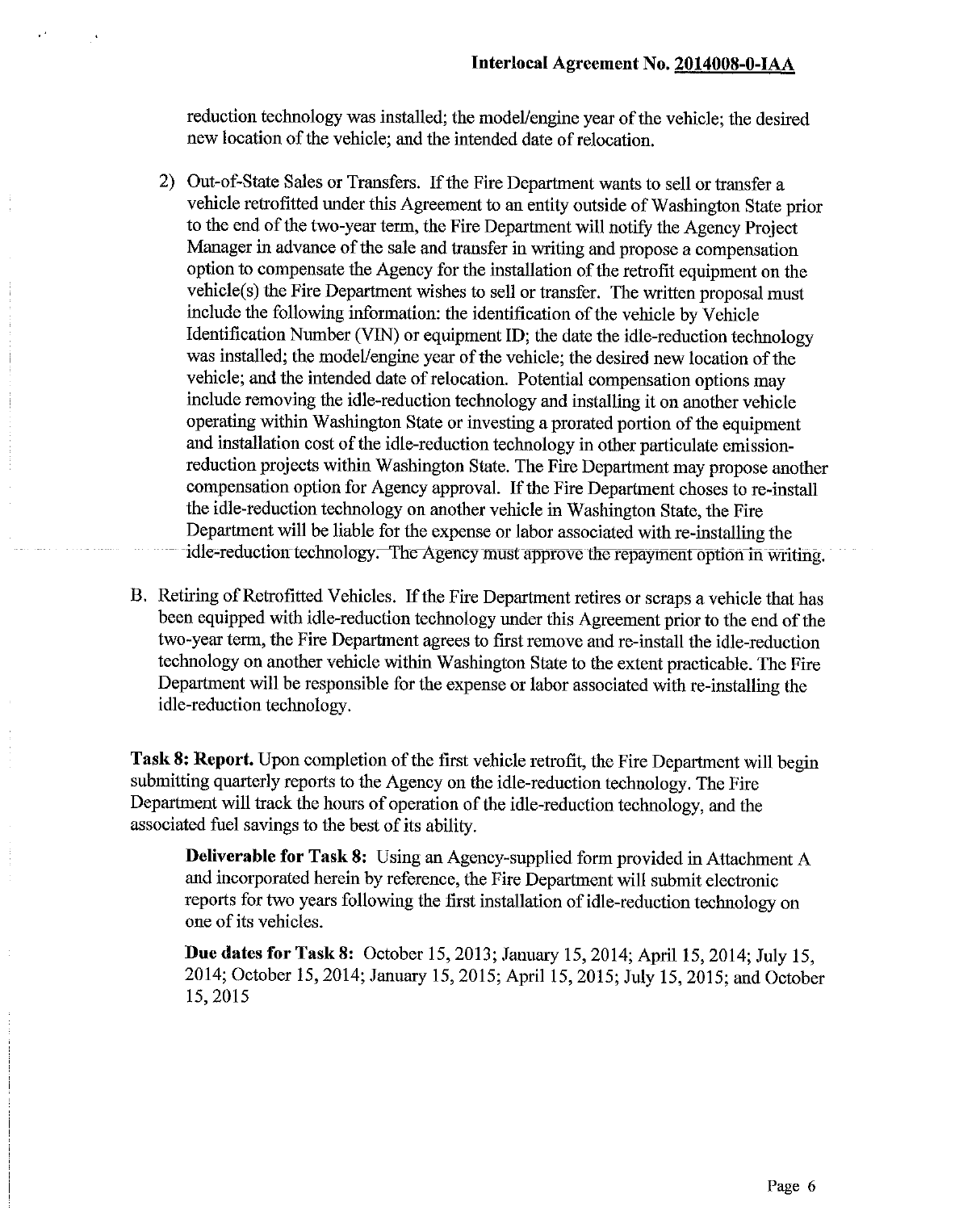reduction technology was installed; the model/engine year of the vehicle; the desired new location of the vehicle; and the intended date of relocation.

2) Out-of-State Sales or Transfers. If the Fire Department wants to sell or transfer a vehicle retrofitted under this Agreement to an entity outside of Washington State prior to the end of the two-year term, the Fire Department will notify the Agency Project Manager in advance of the sale and transfer in writing and propose a compensation option to compensate the Agency for the installation of the retrofit equipment on the vehicle(s) the Fire Department wishes to sell or transfer. The written proposal must include the following information: the identification of the vehicle by Vehicle Identification Number (VIN) or equipment ID; the date the idle-reduction technology was installed; the model/engine year of the vehicle; the desired new location of the vehicle; and the intended date of relocation. Potential compensation options may include removing the idle-reduction technology and installing it on another vehicle operating within Washington State or investing a prorated portion of the equipment and installation cost of the idle-reduction technology in other particulate emission-reduction projects within Washington State. The Fire Department may propose another compensation option for Agency approval. If the Fire Department choses to re-install the idle-reduction technology on another vehicle in Washington State, the Fire Department will be liable for the expense or labor associated with re-installing the idle-reduction technology. The Agency must approve the repayment option in writing.

B. Retiring of Retrofitted Vehicles. If the Fire Department retires or scraps a vehicle that has been equipped with idle-reduction technology under this Agreement prior to the end of the two-year term, the Fire Department agrees to first remove and re-install the idle-reduction technology on another vehicle within Washington State to the extent practicable. The Fire Department will be responsible for the expense or labor associated with re-installing the idle-reduction technology.

**Task 8: Report.** Upon completion of the first vehicle retrofit, the Fire Department will begin submitting quarterly reports to the Agency on the idle-reduction technology. The Fire Department will track the hours of operation of the idle-reduction technology, and the associated fuel savings to the best of its ability.

> **Deliverable for Task 8:** Using an Agency-supplied form provided in Attachment A and incorporated herein by reference, the Fire Department will submit electronic reports for two years following the first installation of idle-reduction technology on one of its vehicles.
>
> **Due dates for Task 8:** October 15, 2013; January 15, 2014; April 15, 2014; July 15, 2014; October 15, 2014; January 15, 2015; April 15, 2015; July 15, 2015; and October 15, 2015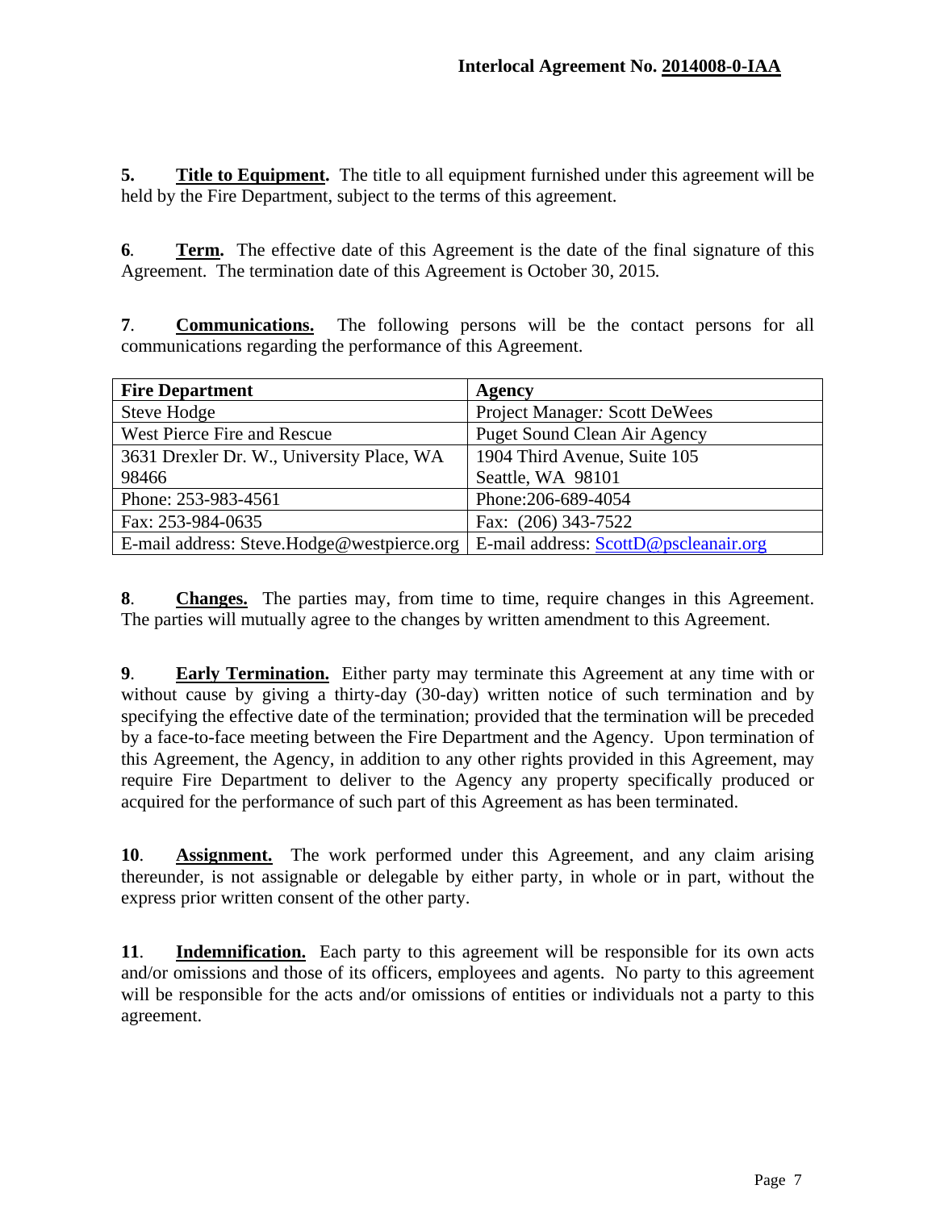**5. Title to Equipment.** The title to all equipment furnished under this agreement will be held by the Fire Department, subject to the terms of this agreement.

**6. Term.** The effective date of this Agreement is the date of the final signature of this Agreement. The termination date of this Agreement is October 30, 2015.

**7. Communications.** The following persons will be the contact persons for all communications regarding the performance of this Agreement.

| Fire Department | Agency |
|---|---|
| Steve Hodge | Project Manager*:* Scott DeWees |
| West Pierce Fire and Rescue | Puget Sound Clean Air Agency |
| 3631 Drexler Dr. W., University Place, WA 98466 | 1904 Third Avenue, Suite 105 Seattle, WA 98101 |
| Phone: 253-983-4561 | Phone:206-689-4054 |
| Fax: 253-984-0635 | Fax: (206) 343-7522 |
| E-mail address: Steve.Hodge@westpierce.org | E-mail address: ScottD@pscleanair.org |

**8. Changes.** The parties may, from time to time, require changes in this Agreement. The parties will mutually agree to the changes by written amendment to this Agreement.

**9. Early Termination.** Either party may terminate this Agreement at any time with or without cause by giving a thirty-day (30-day) written notice of such termination and by specifying the effective date of the termination; provided that the termination will be preceded by a face-to-face meeting between the Fire Department and the Agency. Upon termination of this Agreement, the Agency, in addition to any other rights provided in this Agreement, may require Fire Department to deliver to the Agency any property specifically produced or acquired for the performance of such part of this Agreement as has been terminated.

**10. Assignment.** The work performed under this Agreement, and any claim arising thereunder, is not assignable or delegable by either party, in whole or in part, without the express prior written consent of the other party.

**11. Indemnification.** Each party to this agreement will be responsible for its own acts and/or omissions and those of its officers, employees and agents. No party to this agreement will be responsible for the acts and/or omissions of entities or individuals not a party to this agreement.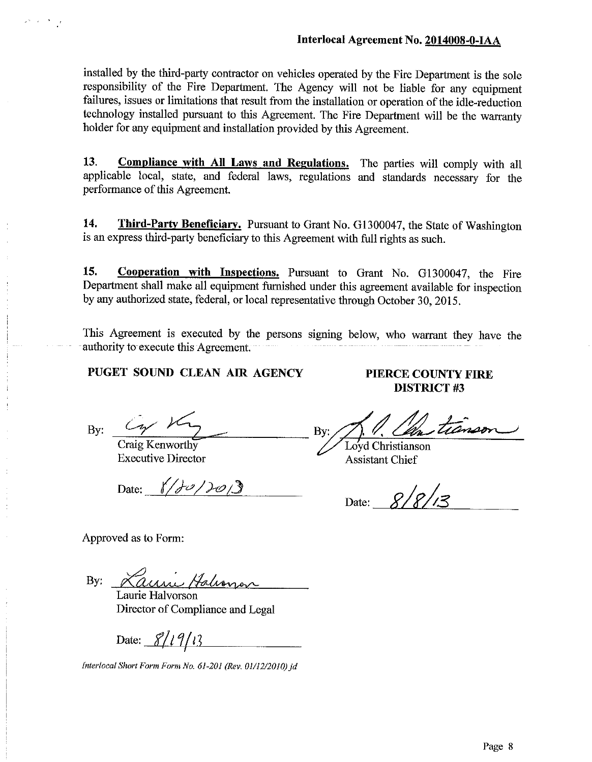installed by the third-party contractor on vehicles operated by the Fire Department is the sole responsibility of the Fire Department. The Agency will not be liable for any equipment failures, issues or limitations that result from the installation or operation of the idle-reduction technology installed pursuant to this Agreement. The Fire Department will be the warranty holder for any equipment and installation provided by this Agreement.

**13. Compliance with All Laws and Regulations.** The parties will comply with all applicable local, state, and federal laws, regulations and standards necessary for the performance of this Agreement.

**14. Third-Party Beneficiary.** Pursuant to Grant No. G1300047, the State of Washington is an express third-party beneficiary to this Agreement with full rights as such.

**15. Cooperation with Inspections.** Pursuant to Grant No. G1300047, the Fire Department shall make all equipment furnished under this agreement available for inspection by any authorized state, federal, or local representative through October 30, 2015.

This Agreement is executed by the persons signing below, who warrant they have the authority to execute this Agreement.

**PUGET SOUND CLEAN AIR AGENCY**

By: _[signature]_
Craig Kenworthy
Executive Director

Date: 8/20/2013

**PIERCE COUNTY FIRE DISTRICT #3**

By: _[signature]_
Loyd Christianson
Assistant Chief

Date: 8/8/13

Approved as to Form:

By: _Laurie Halvorson_
Laurie Halvorson
Director of Compliance and Legal

Date: 8/19/13

*Interlocal Short Form Form No. 61-201 (Rev. 01/12/2010) jd*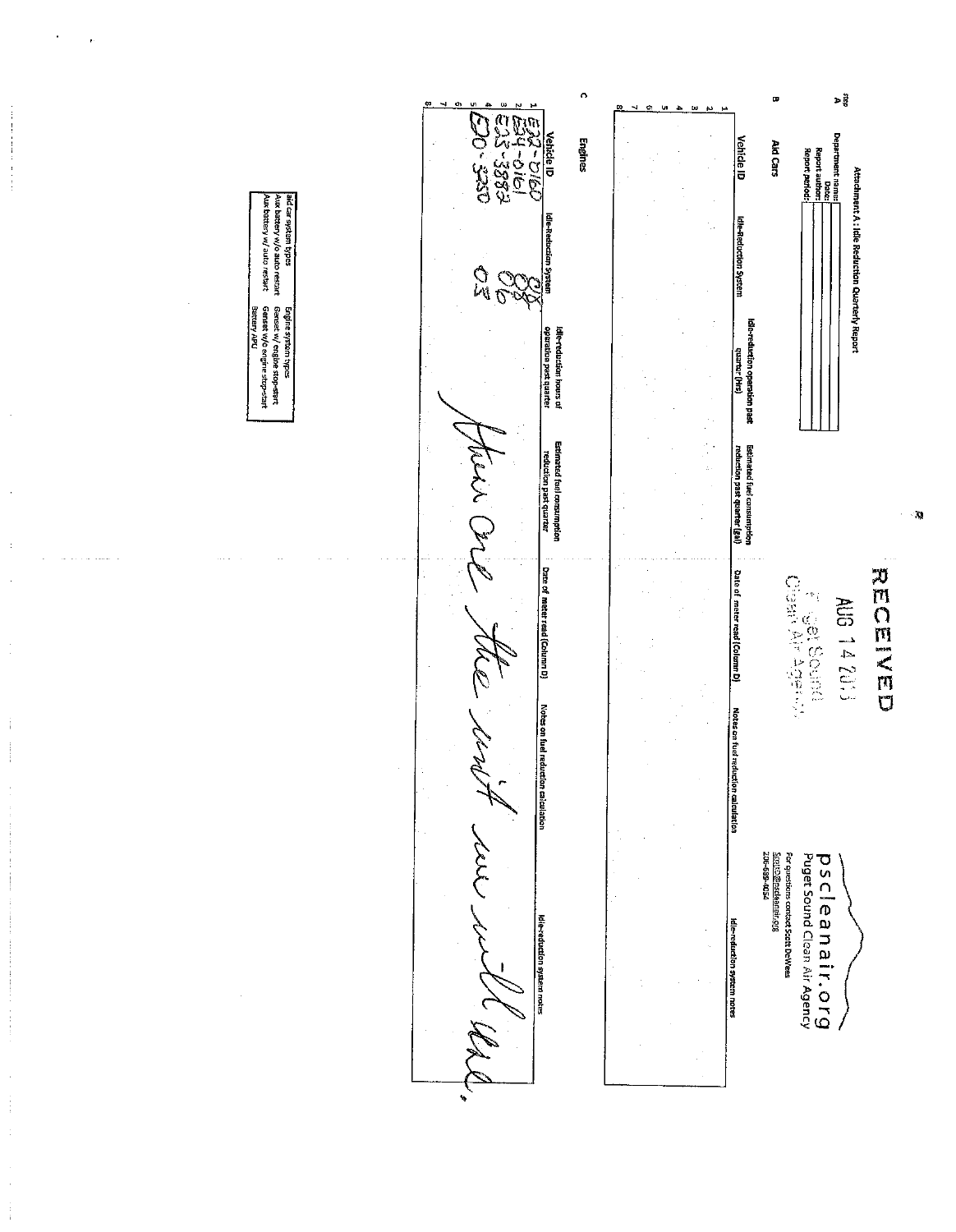# Attachment A: Idle Reduction Quarterly Report

**RECEIVED**

AUG 14 2013

Puget Sound Clean Air Agency

pscleanair.org
Puget Sound Clean Air Agency

For questions contact Scott DeWees
ScottD@pscleanair.org
206-689-4054

**STEP A**

| | |
|---|---|
| Department name: | |
| Date: | |
| Report author: | |
| Report period: | |

**B** Aid Cars

| | Vehicle ID | Idle-Reduction System | Idle-reduction operation past quarter (Hrs) | Estimated fuel consumption reduction past quarter (gal) | Date of meter read (Column D) | Notes on fuel reduction calculation | Idle-reduction system notes |
|---|---|---|---|---|---|---|---|
| 1 | | | | | | | |
| 2 | | | | | | | |
| 3 | | | | | | | |
| 4 | | | | | | | |
| 5 | | | | | | | |
| 6 | | | | | | | |
| 7 | | | | | | | |
| 8 | | | | | | | |

**C** Engines

| | Vehicle ID | Idle-Reduction System | Idle-reduction hours of operation past quarter | Estimated fuel consumption reduction past quarter | Date of meter read (Column D) | Notes on fuel reduction calculation | Idle-reduction system notes |
|---|---|---|---|---|---|---|---|
| 1 | E32-0160 | 08 | | | | | |
| 2 | E34-0161 | 08 | | | | | |
| 3 | E23-3882 | 06 | | | | | |
| 4 | | | | | | | |
| 5 | E0-3350 | 03 | | | | | |
| 6 | | | | | | | |
| 7 | | | | | | | |
| 8 | | | | | | | |

*Handwritten across rows:* These are the unit we will use.

| Aid car system types | Engine system types |
|---|---|
| Aux battery w/o auto restart | Genset w/ engine stop-start |
| Aux battery w/ auto restart | Genset w/o engine stop-start |
| | Battery APU |